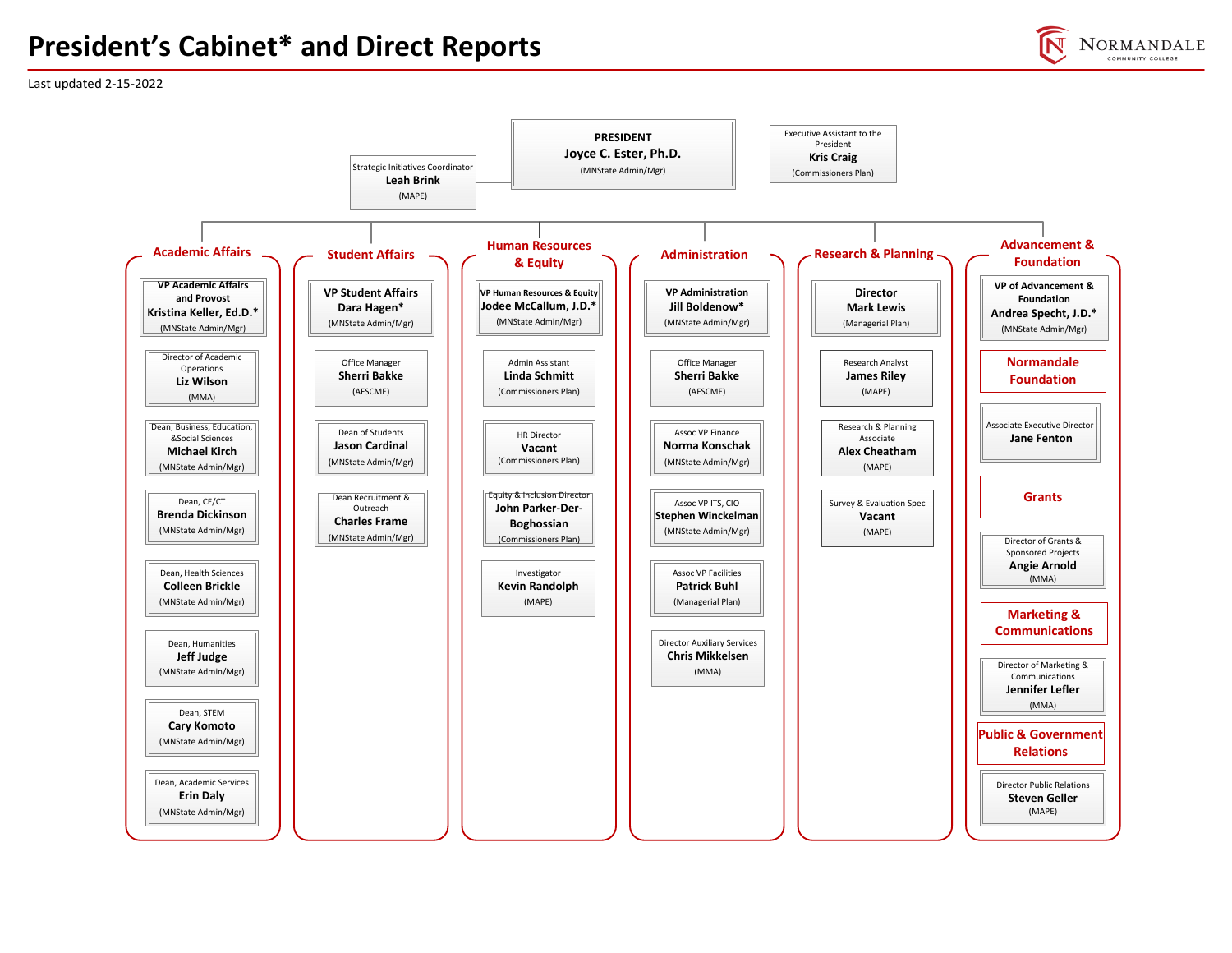# President's Cabinet* and Direct Reports

Last updated 2-15-2022

**PRESIDENT**
**Joyce C. Ester, Ph.D.**
(MNState Admin/Mgr)

Executive Assistant to the President
**Kris Craig**
(Commissioners Plan)

Strategic Initiatives Coordinator
**Leah Brink**
(MAPE)

## Academic Affairs

- VP Academic Affairs and Provost — **Kristina Keller, Ed.D.*** (MNState Admin/Mgr)
- Director of Academic Operations — **Liz Wilson** (MMA)
- Dean, Business, Education, &Social Sciences — **Michael Kirch** (MNState Admin/Mgr)
- Dean, CE/CT — **Brenda Dickinson** (MNState Admin/Mgr)
- Dean, Health Sciences — **Colleen Brickle** (MNState Admin/Mgr)
- Dean, Humanities — **Jeff Judge** (MNState Admin/Mgr)
- Dean, STEM — **Cary Komoto** (MNState Admin/Mgr)
- Dean, Academic Services — **Erin Daly** (MNState Admin/Mgr)

## Student Affairs

- VP Student Affairs — **Dara Hagen*** (MNState Admin/Mgr)
- Office Manager — **Sherri Bakke** (AFSCME)
- Dean of Students — **Jason Cardinal** (MNState Admin/Mgr)
- Dean Recruitment & Outreach — **Charles Frame** (MNState Admin/Mgr)

## Human Resources & Equity

- VP Human Resources & Equity — **Jodee McCallum, J.D.*** (MNState Admin/Mgr)
- Admin Assistant — **Linda Schmitt** (Commissioners Plan)
- HR Director — **Vacant** (Commissioners Plan)
- Equity & Inclusion Director — **John Parker-Der-Boghossian** (Commissioners Plan)
- Investigator — **Kevin Randolph** (MAPE)

## Administration

- VP Administration — **Jill Boldenow*** (MNState Admin/Mgr)
- Office Manager — **Sherri Bakke** (AFSCME)
- Assoc VP Finance — **Norma Konschak** (MNState Admin/Mgr)
- Assoc VP ITS, CIO — **Stephen Winckelman** (MNState Admin/Mgr)
- Assoc VP Facilities — **Patrick Buhl** (Managerial Plan)
- Director Auxiliary Services — **Chris Mikkelsen** (MMA)

## Research & Planning

- Director — **Mark Lewis** (Managerial Plan)
- Research Analyst — **James Riley** (MAPE)
- Research & Planning Associate — **Alex Cheatham** (MAPE)
- Survey & Evaluation Spec — **Vacant** (MAPE)

## Advancement & Foundation

- VP of Advancement & Foundation — **Andrea Specht, J.D.*** (MNState Admin/Mgr)

### Normandale Foundation

- Associate Executive Director — **Jane Fenton**

### Grants

- Director of Grants & Sponsored Projects — **Angie Arnold** (MMA)

### Marketing & Communications

- Director of Marketing & Communications — **Jennifer Lefler** (MMA)

### Public & Government Relations

- Director Public Relations — **Steven Geller** (MAPE)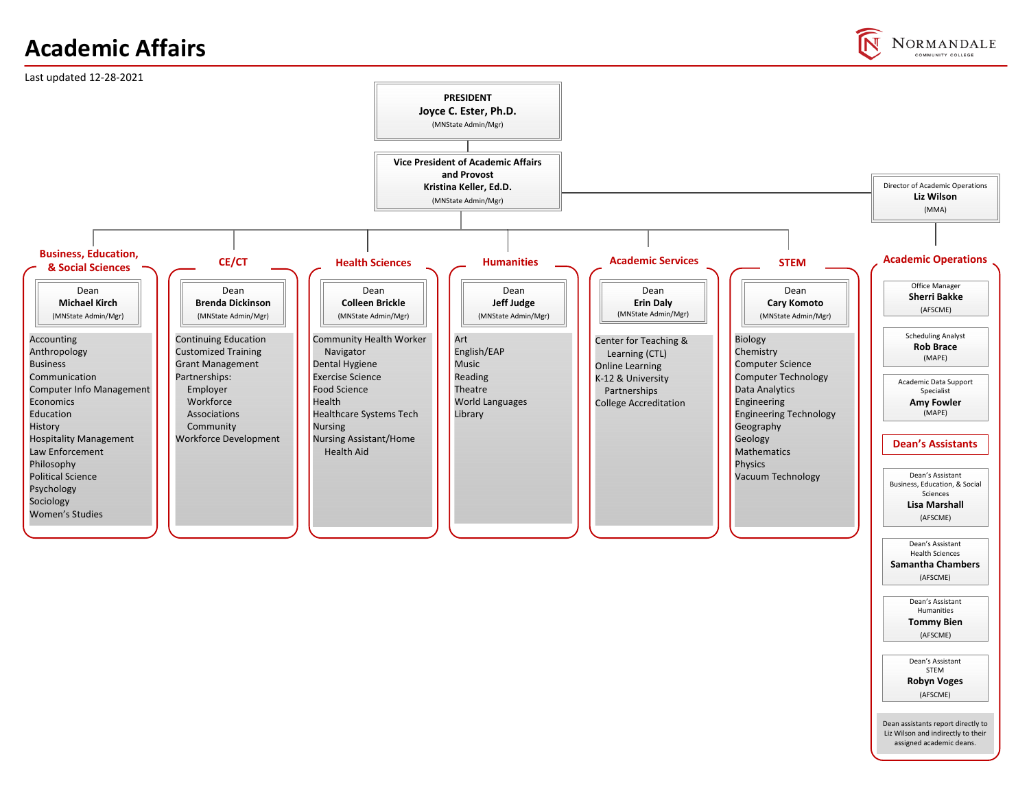# Academic Affairs

Last updated 12-28-2021

**PRESIDENT**
**Joyce C. Ester, Ph.D.**
(MNState Admin/Mgr)

**Vice President of Academic Affairs and Provost**
**Kristina Keller, Ed.D.**
(MNState Admin/Mgr)

Director of Academic Operations
**Liz Wilson**
(MMA)

## Business, Education, & Social Sciences

Dean
**Michael Kirch**
(MNState Admin/Mgr)

- Accounting
- Anthropology
- Business
- Communication
- Computer Info Management
- Economics
- Education
- History
- Hospitality Management
- Law Enforcement
- Philosophy
- Political Science
- Psychology
- Sociology
- Women's Studies

## CE/CT

Dean
**Brenda Dickinson**
(MNState Admin/Mgr)

- Continuing Education
- Customized Training
- Grant Management
- Partnerships:
  - Employer
  - Workforce
  - Associations
  - Community
- Workforce Development

## Health Sciences

Dean
**Colleen Brickle**
(MNState Admin/Mgr)

- Community Health Worker Navigator
- Dental Hygiene
- Exercise Science
- Food Science
- Health
- Healthcare Systems Tech
- Nursing
- Nursing Assistant/Home Health Aid

## Humanities

Dean
**Jeff Judge**
(MNState Admin/Mgr)

- Art
- English/EAP
- Music
- Reading
- Theatre
- World Languages
- Library

## Academic Services

Dean
**Erin Daly**
(MNState Admin/Mgr)

- Center for Teaching & Learning (CTL)
- Online Learning
- K-12 & University Partnerships
- College Accreditation

## STEM

Dean
**Cary Komoto**
(MNState Admin/Mgr)

- Biology
- Chemistry
- Computer Science
- Computer Technology
- Data Analytics
- Engineering
- Engineering Technology
- Geography
- Geology
- Mathematics
- Physics
- Vacuum Technology

## Academic Operations

Office Manager
**Sherri Bakke**
(AFSCME)

Scheduling Analyst
**Rob Brace**
(MAPE)

Academic Data Support Specialist
**Amy Fowler**
(MAPE)

### Dean's Assistants

Dean's Assistant Business, Education, & Social Sciences
**Lisa Marshall**
(AFSCME)

Dean's Assistant Health Sciences
**Samantha Chambers**
(AFSCME)

Dean's Assistant Humanities
**Tommy Bien**
(AFSCME)

Dean's Assistant STEM
**Robyn Voges**
(AFSCME)

Dean assistants report directly to Liz Wilson and indirectly to their assigned academic deans.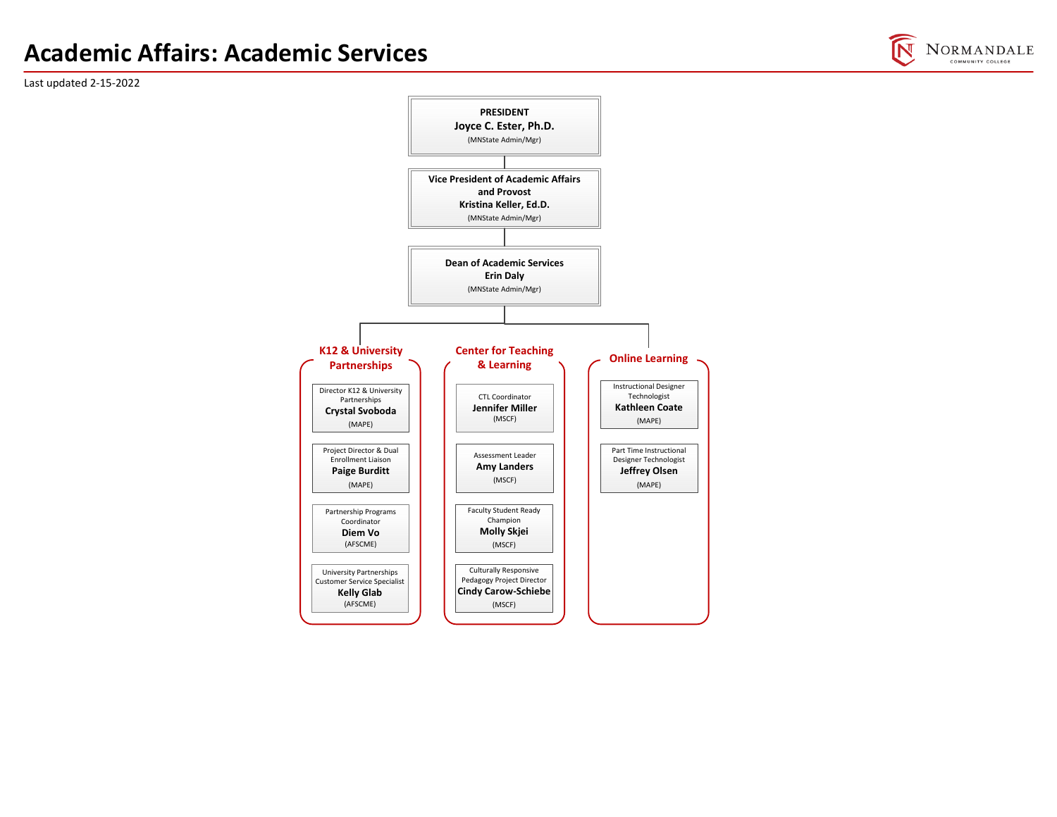# Academic Affairs: Academic Services

Last updated 2-15-2022

**PRESIDENT**
**Joyce C. Ester, Ph.D.**
(MNState Admin/Mgr)

**Vice President of Academic Affairs and Provost**
**Kristina Keller, Ed.D.**
(MNState Admin/Mgr)

**Dean of Academic Services**
**Erin Daly**
(MNState Admin/Mgr)

## K12 & University Partnerships

- Director K12 & University Partnerships
  **Crystal Svoboda**
  (MAPE)
- Project Director & Dual Enrollment Liaison
  **Paige Burditt**
  (MAPE)
- Partnership Programs Coordinator
  **Diem Vo**
  (AFSCME)
- University Partnerships Customer Service Specialist
  **Kelly Glab**
  (AFSCME)

## Center for Teaching & Learning

- CTL Coordinator
  **Jennifer Miller**
  (MSCF)
- Assessment Leader
  **Amy Landers**
  (MSCF)
- Faculty Student Ready Champion
  **Molly Skjei**
  (MSCF)
- Culturally Responsive Pedagogy Project Director
  **Cindy Carow-Schiebe**
  (MSCF)

## Online Learning

- Instructional Designer Technologist
  **Kathleen Coate**
  (MAPE)
- Part Time Instructional Designer Technologist
  **Jeffrey Olsen**
  (MAPE)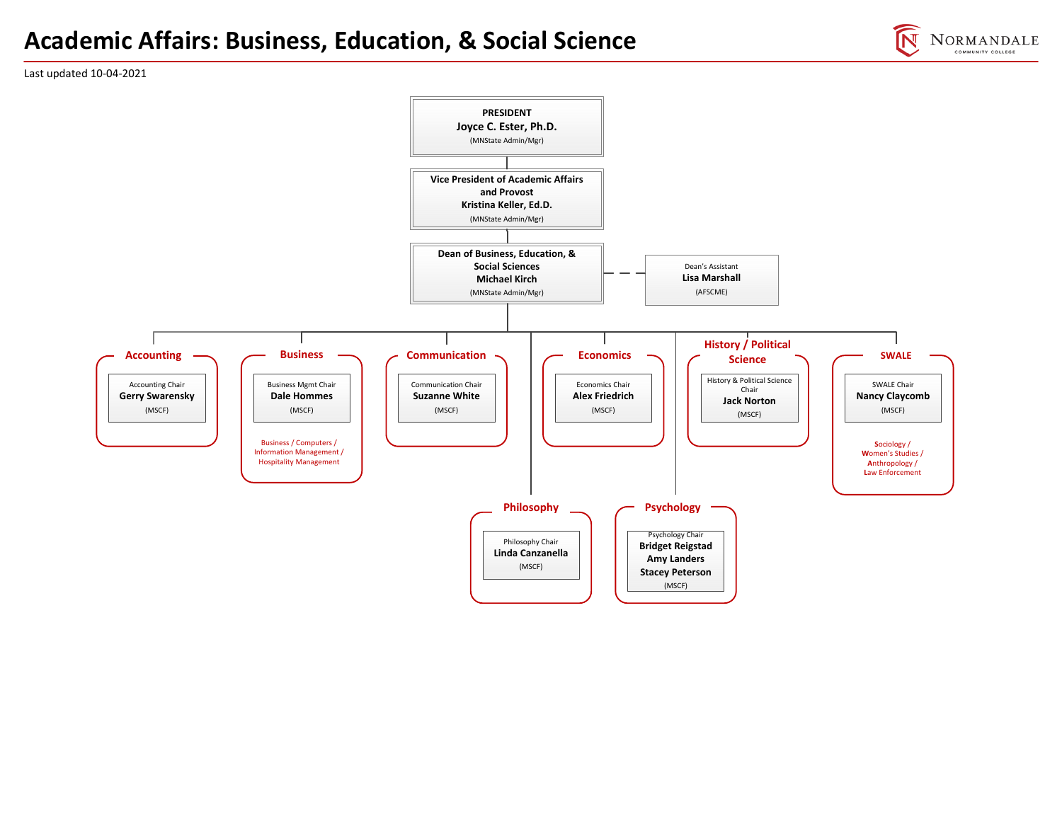# Academic Affairs: Business, Education, & Social Science

Last updated 10-04-2021

**PRESIDENT**
**Joyce C. Ester, Ph.D.**
(MNState Admin/Mgr)

**Vice President of Academic Affairs and Provost**
**Kristina Keller, Ed.D.**
(MNState Admin/Mgr)

**Dean of Business, Education, & Social Sciences**
**Michael Kirch**
(MNState Admin/Mgr)

Dean's Assistant
**Lisa Marshall**
(AFSCME)

## Accounting

Accounting Chair
**Gerry Swarensky**
(MSCF)

## Business

Business Mgmt Chair
**Dale Hommes**
(MSCF)

Business / Computers / Information Management / Hospitality Management

## Communication

Communication Chair
**Suzanne White**
(MSCF)

## Economics

Economics Chair
**Alex Friedrich**
(MSCF)

## History / Political Science

History & Political Science Chair
**Jack Norton**
(MSCF)

## SWALE

SWALE Chair
**Nancy Claycomb**
(MSCF)

Sociology / Women's Studies / Anthropology / Law Enforcement

## Philosophy

Philosophy Chair
**Linda Canzanella**
(MSCF)

## Psychology

Psychology Chair
**Bridget Reigstad**
**Amy Landers**
**Stacey Peterson**
(MSCF)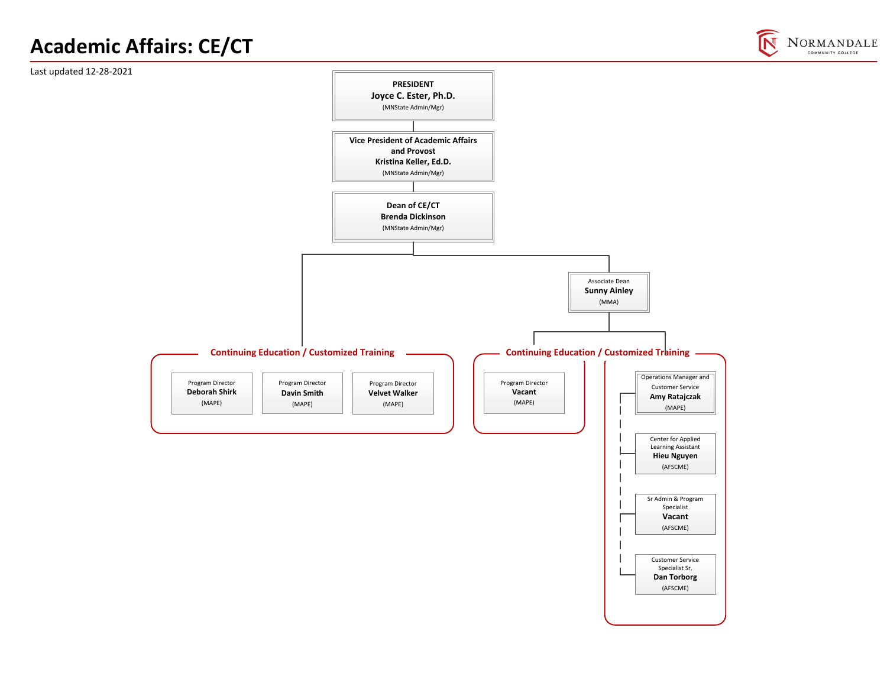# Academic Affairs: CE/CT

Last updated 12-28-2021

**PRESIDENT**
**Joyce C. Ester, Ph.D.**
(MNState Admin/Mgr)

**Vice President of Academic Affairs and Provost**
**Kristina Keller, Ed.D.**
(MNState Admin/Mgr)

**Dean of CE/CT**
**Brenda Dickinson**
(MNState Admin/Mgr)

## Continuing Education / Customized Training

- Program Director — **Deborah Shirk** (MAPE)
- Program Director — **Davin Smith** (MAPE)
- Program Director — **Velvet Walker** (MAPE)

Associate Dean
**Sunny Ainley**
(MMA)

## Continuing Education / Customized Training

- Program Director — **Vacant** (MAPE)
- Operations Manager and Customer Service — **Amy Ratajczak** (MAPE)
- Center for Applied Learning Assistant — **Hieu Nguyen** (AFSCME)
- Sr Admin & Program Specialist — **Vacant** (AFSCME)
- Customer Service Specialist Sr. — **Dan Torborg** (AFSCME)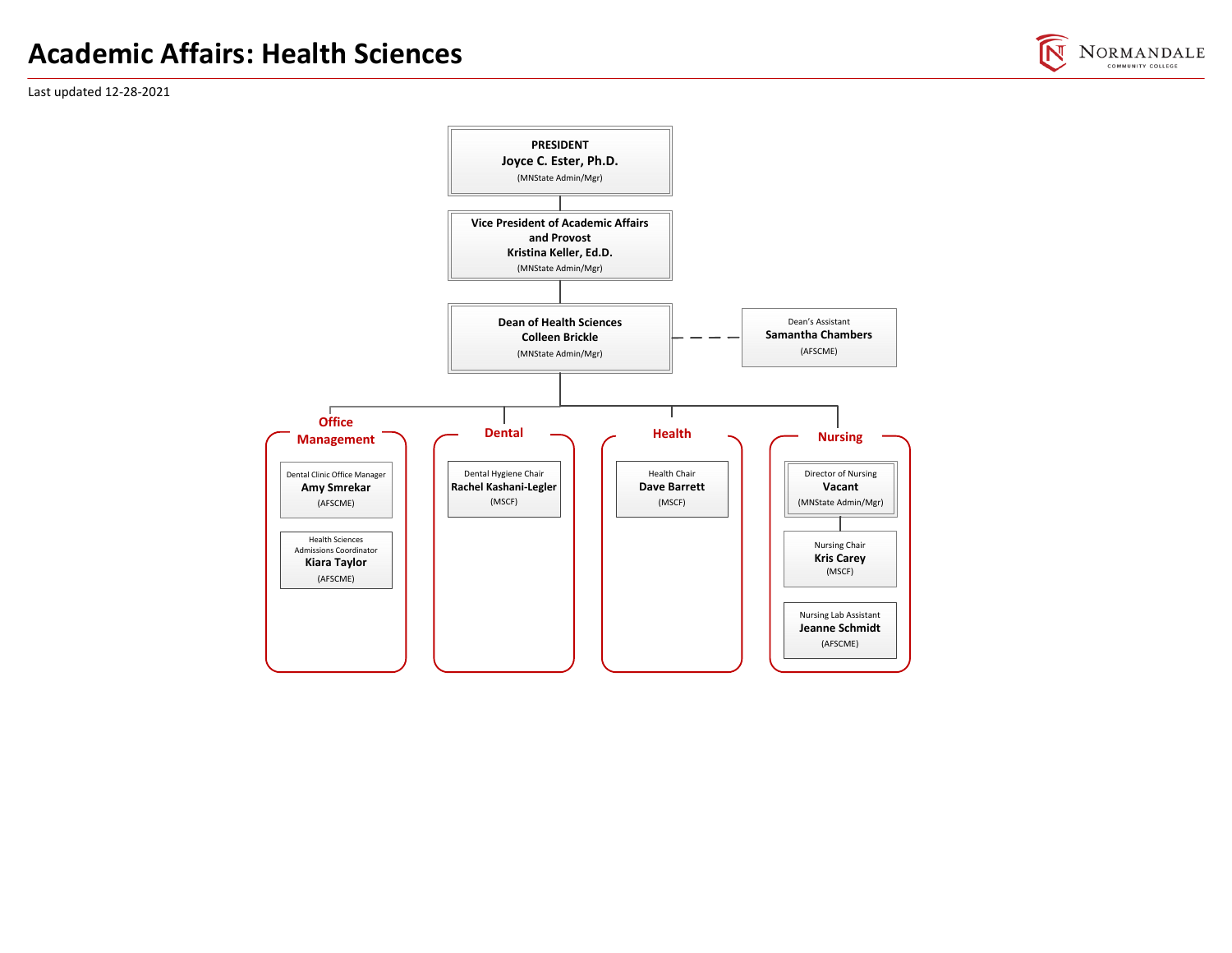# Academic Affairs: Health Sciences

Last updated 12-28-2021

**PRESIDENT**
**Joyce C. Ester, Ph.D.**
(MNState Admin/Mgr)

**Vice President of Academic Affairs and Provost**
**Kristina Keller, Ed.D.**
(MNState Admin/Mgr)

**Dean of Health Sciences**
**Colleen Brickle**
(MNState Admin/Mgr)

Dean's Assistant
**Samantha Chambers**
(AFSCME)

## Office Management

Dental Clinic Office Manager
**Amy Smrekar**
(AFSCME)

Health Sciences Admissions Coordinator
**Kiara Taylor**
(AFSCME)

## Dental

Dental Hygiene Chair
**Rachel Kashani-Legler**
(MSCF)

## Health

Health Chair
**Dave Barrett**
(MSCF)

## Nursing

Director of Nursing
**Vacant**
(MNState Admin/Mgr)

Nursing Chair
**Kris Carey**
(MSCF)

Nursing Lab Assistant
**Jeanne Schmidt**
(AFSCME)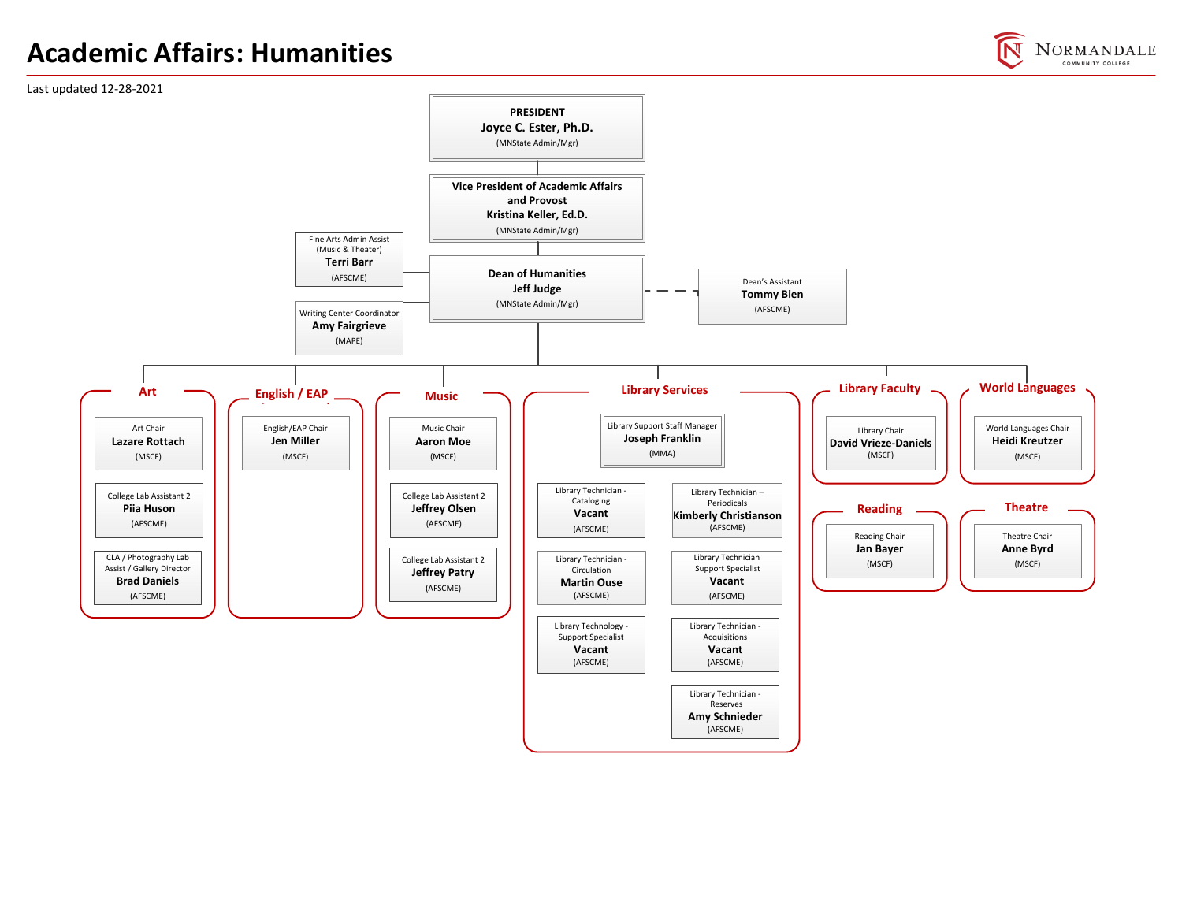# Academic Affairs: Humanities

Last updated 12-28-2021

**PRESIDENT**
**Joyce C. Ester, Ph.D.**
(MNState Admin/Mgr)

**Vice President of Academic Affairs and Provost**
**Kristina Keller, Ed.D.**
(MNState Admin/Mgr)

**Dean of Humanities**
**Jeff Judge**
(MNState Admin/Mgr)

- Fine Arts Admin Assist (Music & Theater) — **Terri Barr** (AFSCME)
- Writing Center Coordinator — **Amy Fairgrieve** (MAPE)
- Dean's Assistant — **Tommy Bien** (AFSCME)

## Art

- Art Chair — **Lazare Rottach** (MSCF)
- College Lab Assistant 2 — **Piia Huson** (AFSCME)
- CLA / Photography Lab Assist / Gallery Director — **Brad Daniels** (AFSCME)

## English / EAP

- English/EAP Chair — **Jen Miller** (MSCF)

## Music

- Music Chair — **Aaron Moe** (MSCF)
- College Lab Assistant 2 — **Jeffrey Olsen** (AFSCME)
- College Lab Assistant 2 — **Jeffrey Patry** (AFSCME)

## Library Services

- Library Support Staff Manager — **Joseph Franklin** (MMA)
  - Library Technician - Cataloging — **Vacant** (AFSCME)
  - Library Technician – Periodicals — **Kimberly Christianson** (AFSCME)
  - Library Technician - Circulation — **Martin Ouse** (AFSCME)
  - Library Technician Support Specialist — **Vacant** (AFSCME)
  - Library Technology - Support Specialist — **Vacant** (AFSCME)
  - Library Technician - Acquisitions — **Vacant** (AFSCME)
  - Library Technician - Reserves — **Amy Schnieder** (AFSCME)

## Library Faculty

- Library Chair — **David Vrieze-Daniels** (MSCF)

## World Languages

- World Languages Chair — **Heidi Kreutzer** (MSCF)

## Reading

- Reading Chair — **Jan Bayer** (MSCF)

## Theatre

- Theatre Chair — **Anne Byrd** (MSCF)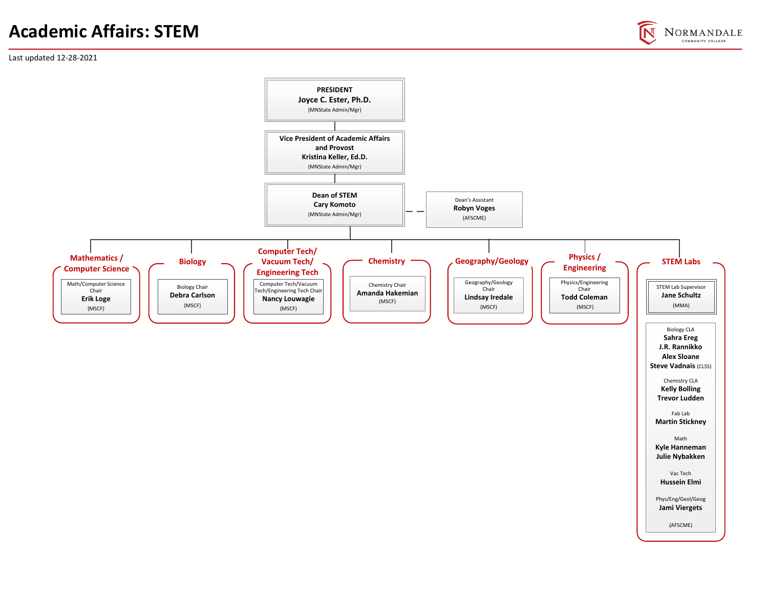# Academic Affairs: STEM

Last updated 12-28-2021

**PRESIDENT**
**Joyce C. Ester, Ph.D.**
(MNState Admin/Mgr)

**Vice President of Academic Affairs and Provost**
**Kristina Keller, Ed.D.**
(MNState Admin/Mgr)

**Dean of STEM**
**Cary Komoto**
(MNState Admin/Mgr)

Dean's Assistant
**Robyn Voges**
(AFSCME)

## Mathematics / Computer Science

Math/Computer Science Chair
**Erik Loge**
(MSCF)

## Biology

Biology Chair
**Debra Carlson**
(MSCF)

## Computer Tech/ Vacuum Tech/ Engineering Tech

Computer Tech/Vacuum Tech/Engineering Tech Chair
**Nancy Louwagie**
(MSCF)

## Chemistry

Chemistry Chair
**Amanda Hakemian**
(MSCF)

## Geography/Geology

Geography/Geology Chair
**Lindsay Iredale**
(MSCF)

## Physics / Engineering

Physics/Engineering Chair
**Todd Coleman**
(MSCF)

## STEM Labs

STEM Lab Supervisor
**Jane Schultz**
(MMA)

Biology CLA
**Sahra Ereg**
**J.R. Rannikko**
**Alex Sloane**
**Steve Vadnais** (CLSS)

Chemistry CLA
**Kelly Bolling**
**Trevor Ludden**

Fab Lab
**Martin Stickney**

Math
**Kyle Hanneman**
**Julie Nybakken**

Vac Tech
**Hussein Elmi**

Phys/Eng/Geol/Geog
**Jami Viergets**

(AFSCME)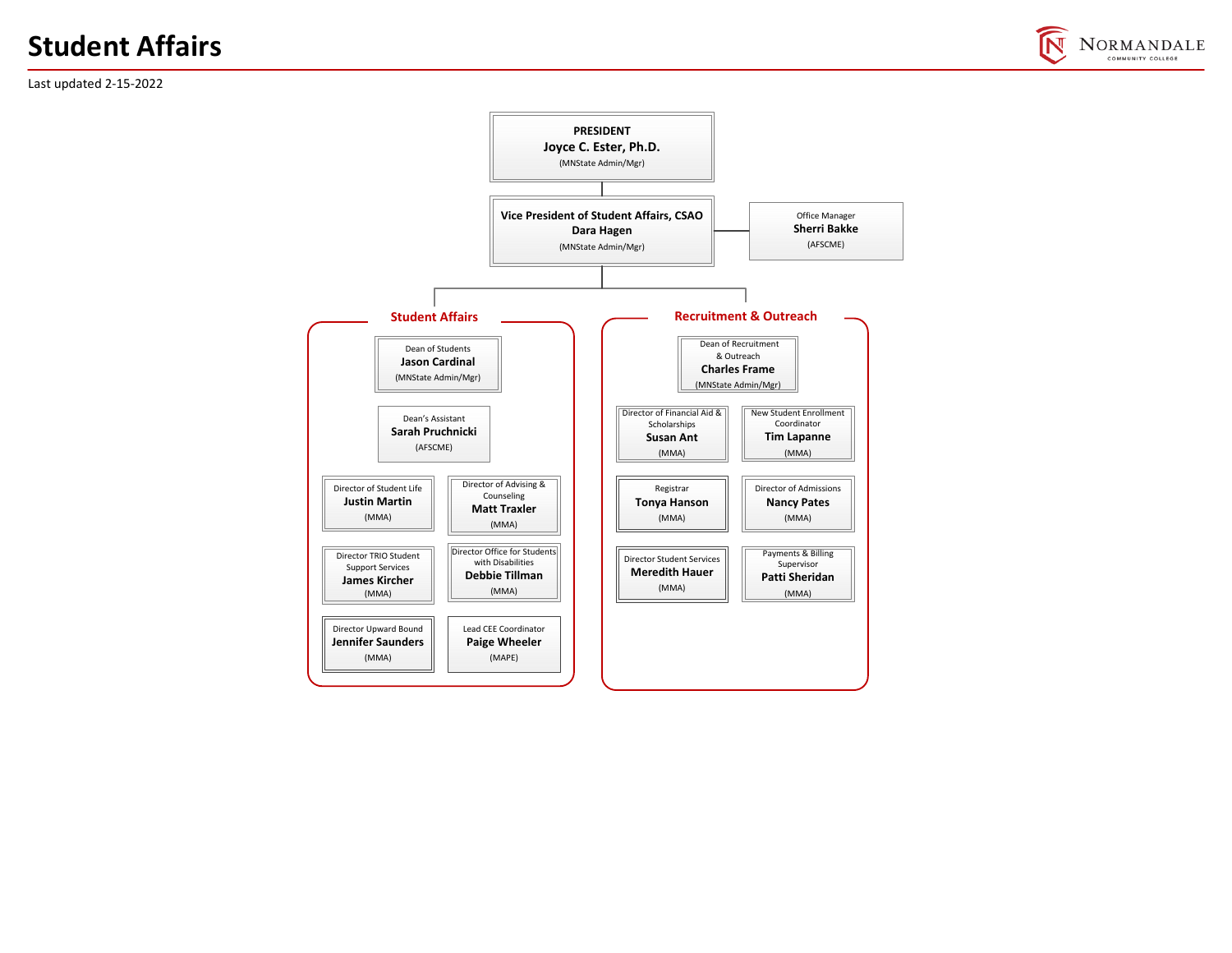# Student Affairs

Last updated 2-15-2022

**PRESIDENT**
**Joyce C. Ester, Ph.D.**
(MNState Admin/Mgr)

**Vice President of Student Affairs, CSAO**
**Dara Hagen**
(MNState Admin/Mgr)

Office Manager
**Sherri Bakke**
(AFSCME)

## Student Affairs

Dean of Students
**Jason Cardinal**
(MNState Admin/Mgr)

Dean's Assistant
**Sarah Pruchnicki**
(AFSCME)

Director of Student Life
**Justin Martin**
(MMA)

Director of Advising & Counseling
**Matt Traxler**
(MMA)

Director TRIO Student Support Services
**James Kircher**
(MMA)

Director Office for Students with Disabilities
**Debbie Tillman**
(MMA)

Director Upward Bound
**Jennifer Saunders**
(MMA)

Lead CEE Coordinator
**Paige Wheeler**
(MAPE)

## Recruitment & Outreach

Dean of Recruitment & Outreach
**Charles Frame**
(MNState Admin/Mgr)

Director of Financial Aid & Scholarships
**Susan Ant**
(MMA)

New Student Enrollment Coordinator
**Tim Lapanne**
(MMA)

Registrar
**Tonya Hanson**
(MMA)

Director of Admissions
**Nancy Pates**
(MMA)

Director Student Services
**Meredith Hauer**
(MMA)

Payments & Billing Supervisor
**Patti Sheridan**
(MMA)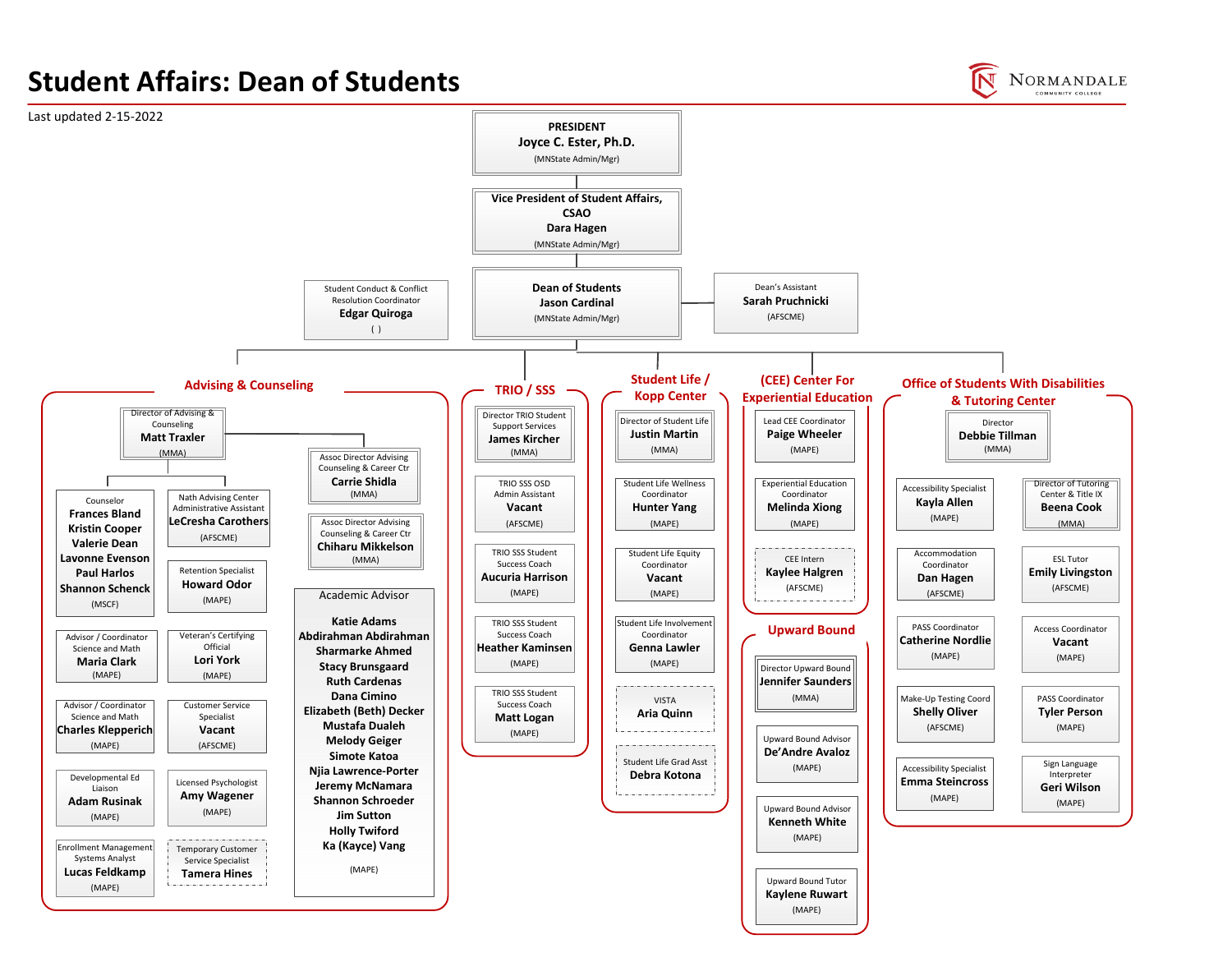# Student Affairs: Dean of Students

Last updated 2-15-2022

**PRESIDENT**
**Joyce C. Ester, Ph.D.**
(MNState Admin/Mgr)

**Vice President of Student Affairs, CSAO**
**Dara Hagen**
(MNState Admin/Mgr)

**Dean of Students**
**Jason Cardinal**
(MNState Admin/Mgr)

Student Conduct & Conflict Resolution Coordinator
**Edgar Quiroga**
( )

Dean's Assistant
**Sarah Pruchnicki**
(AFSCME)

## Advising & Counseling

Director of Advising & Counseling
**Matt Traxler**
(MMA)

Assoc Director Advising Counseling & Career Ctr
**Carrie Shidla**
(MMA)

Assoc Director Advising Counseling & Career Ctr
**Chiharu Mikkelson**
(MMA)

Counselor
**Frances Bland**
**Kristin Cooper**
**Valerie Dean**
**Lavonne Evenson**
**Paul Harlos**
**Shannon Schenck**
(MSCF)

Nath Advising Center Administrative Assistant
**LeCresha Carothers**
(AFSCME)

Retention Specialist
**Howard Odor**
(MAPE)

Advisor / Coordinator Science and Math
**Maria Clark**
(MAPE)

Veteran's Certifying Official
**Lori York**
(MAPE)

Advisor / Coordinator Science and Math
**Charles Klepperich**
(MAPE)

Customer Service Specialist
**Vacant**
(AFSCME)

Developmental Ed Liaison
**Adam Rusinak**
(MAPE)

Licensed Psychologist
**Amy Wagener**
(MAPE)

Enrollment Management Systems Analyst
**Lucas Feldkamp**
(MAPE)

Temporary Customer Service Specialist
**Tamera Hines**

Academic Advisor
**Katie Adams**
**Abdirahman Abdirahman**
**Sharmarke Ahmed**
**Stacy Brunsgaard**
**Ruth Cardenas**
**Dana Cimino**
**Elizabeth (Beth) Decker**
**Mustafa Dualeh**
**Melody Geiger**
**Simote Katoa**
**Njia Lawrence-Porter**
**Jeremy McNamara**
**Shannon Schroeder**
**Jim Sutton**
**Holly Twiford**
**Ka (Kayce) Vang**
(MAPE)

## TRIO / SSS

Director TRIO Student Support Services
**James Kircher**
(MMA)

TRIO SSS OSD Admin Assistant
**Vacant**
(AFSCME)

TRIO SSS Student Success Coach
**Aucuria Harrison**
(MAPE)

TRIO SSS Student Success Coach
**Heather Kaminsen**
(MAPE)

TRIO SSS Student Success Coach
**Matt Logan**
(MAPE)

## Student Life / Kopp Center

Director of Student Life
**Justin Martin**
(MMA)

Student Life Wellness Coordinator
**Hunter Yang**
(MAPE)

Student Life Equity Coordinator
**Vacant**
(MAPE)

Student Life Involvement Coordinator
**Genna Lawler**
(MAPE)

VISTA
**Aria Quinn**

Student Life Grad Asst
**Debra Kotona**

## (CEE) Center For Experiential Education

Lead CEE Coordinator
**Paige Wheeler**
(MAPE)

Experiential Education Coordinator
**Melinda Xiong**
(MAPE)

CEE Intern
**Kaylee Halgren**
(AFSCME)

## Upward Bound

Director Upward Bound
**Jennifer Saunders**
(MMA)

Upward Bound Advisor
**De'Andre Avaloz**
(MAPE)

Upward Bound Advisor
**Kenneth White**
(MAPE)

Upward Bound Tutor
**Kaylene Ruwart**
(MAPE)

## Office of Students With Disabilities & Tutoring Center

Director
**Debbie Tillman**
(MMA)

Accessibility Specialist
**Kayla Allen**
(MAPE)

Director of Tutoring Center & Title IX
**Beena Cook**
(MMA)

Accommodation Coordinator
**Dan Hagen**
(AFSCME)

ESL Tutor
**Emily Livingston**
(AFSCME)

PASS Coordinator
**Catherine Nordlie**
(MAPE)

Access Coordinator
**Vacant**
(MAPE)

Make-Up Testing Coord
**Shelly Oliver**
(AFSCME)

PASS Coordinator
**Tyler Person**
(MAPE)

Accessibility Specialist
**Emma Steincross**
(MAPE)

Sign Language Interpreter
**Geri Wilson**
(MAPE)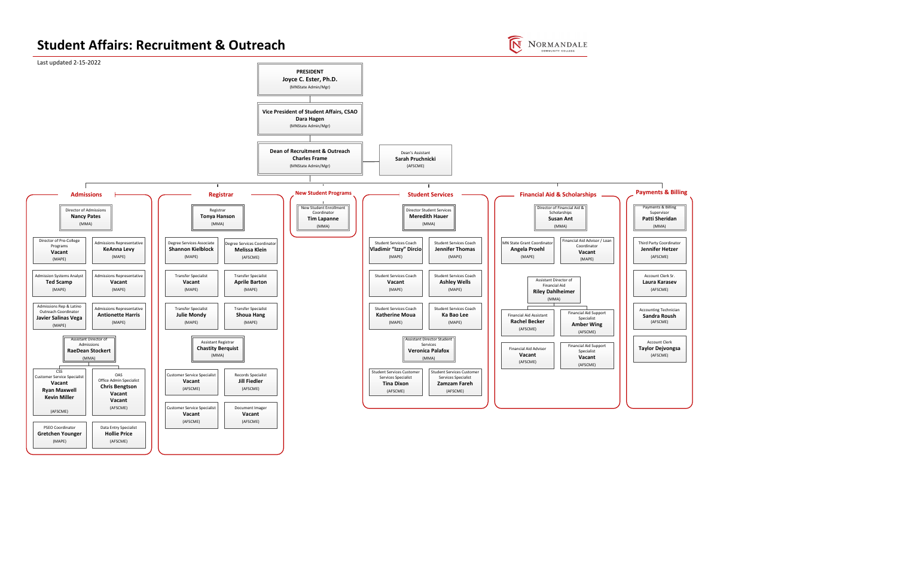# Student Affairs: Recruitment & Outreach

Normandale Community College

Last updated 2-15-2022

**PRESIDENT**
**Joyce C. Ester, Ph.D.**
(MNState Admin/Mgr)

**Vice President of Student Affairs, CSAO**
**Dara Hagen**
(MNState Admin/Mgr)

**Dean of Recruitment & Outreach**
**Charles Frame**
(MNState Admin/Mgr)

Dean's Assistant
**Sarah Pruchnicki**
(AFSCME)

## Admissions

Director of Admissions
**Nancy Pates**
(MMA)

- Director of Pre-College Programs — **Vacant** (MAPE)
- Admissions Representative — **KeAnna Levy** (MAPE)
- Admission Systems Analyst — **Ted Scamp** (MAPE)
- Admissions Representative — **Vacant** (MAPE)
- Admissions Rep & Latino Outreach Coordinator — **Javier Salinas Vega** (MAPE)
- Admissions Representative — **Antionette Harris** (MAPE)

Assistant Director of Admissions
**RaeDean Stockert**
(MMA)

- CSS Customer Service Specialist — **Vacant**, **Ryan Maxwell**, **Kevin Miller** (AFSCME)
- OAS Office Admin Specialist — **Chris Bengtson**, **Vacant**, **Vacant** (AFSCME)
- PSEO Coordinator — **Gretchen Younger** (MAPE)
- Data Entry Specialist — **Hollie Price** (AFSCME)

## Registrar

Registrar
**Tonya Hanson**
(MMA)

- Degree Services Associate — **Shannon Kielblock** (MAPE)
- Degree Services Coordinator — **Melissa Klein** (AFSCME)
- Transfer Specialist — **Vacant** (MAPE)
- Transfer Specialist — **Aprile Barton** (MAPE)
- Transfer Specialist — **Julie Mondy** (MAPE)
- Transfer Specialist — **Shoua Hang** (MAPE)

Assistant Registrar
**Chastity Berquist**
(MMA)

- Customer Service Specialist — **Vacant** (AFSCME)
- Records Specialist — **Jill Fiedler** (AFSCME)
- Customer Service Specialist — **Vacant** (AFSCME)
- Document Imager — **Vacant** (AFSCME)

## New Student Programs

New Student Enrollment Coordinator
**Tim Lapanne**
(MMA)

## Student Services

Director Student Services
**Meredith Hauer**
(MMA)

- Student Services Coach — **Vladimir "Izzy" Dircio** (MAPE)
- Student Services Coach — **Jennifer Thomas** (MAPE)
- Student Services Coach — **Vacant** (MAPE)
- Student Services Coach — **Ashley Wells** (MAPE)
- Student Services Coach — **Katherine Moua** (MAPE)
- Student Services Coach — **Ka Bao Lee** (MAPE)

Assistant Director Student Services
**Veronica Palafox**
(MMA)

- Student Services Customer Services Specialist — **Tina Dixon** (AFSCME)
- Student Services Customer Services Specialist — **Zamzam Fareh** (AFSCME)

## Financial Aid & Scholarships

Director of Financial Aid & Scholarships
**Susan Ant**
(MMA)

- MN State Grant Coordinator — **Angela Proehl** (MAPE)
- Financial Aid Advisor / Loan Coordinator — **Vacant** (MAPE)

Assistant Director of Financial Aid
**Riley Dahlheimer**
(MMA)

- Financial Aid Assistant — **Rachel Becker** (AFSCME)
- Financial Aid Support Specialist — **Amber Wing** (AFSCME)
- Financial Aid Advisor — **Vacant** (AFSCME)
- Financial Aid Support Specialist — **Vacant** (AFSCME)

## Payments & Billing

Payments & Billing Supervisor
**Patti Sheridan**
(MMA)

- Third Party Coordinator — **Jennifer Hetzer** (AFSCME)
- Account Clerk Sr. — **Laura Karasev** (AFSCME)
- Accounting Technician — **Sandra Roush** (AFSCME)
- Account Clerk — **Taylor Dejvongsa** (AFSCME)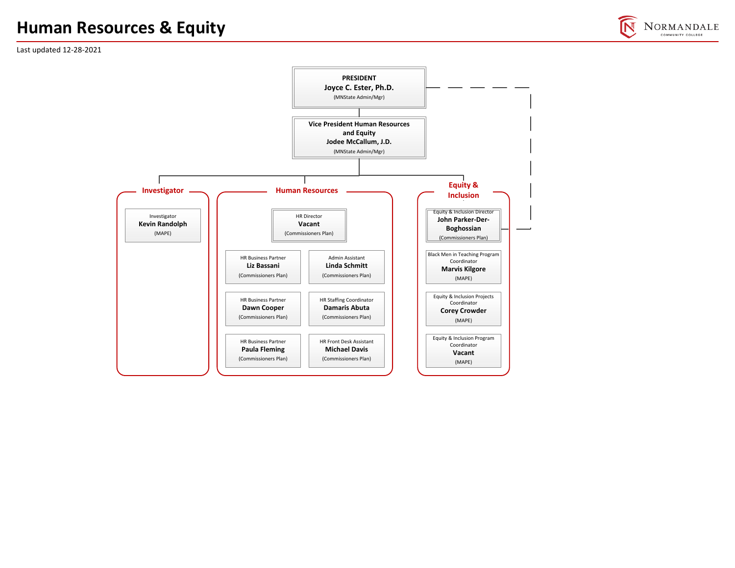# Human Resources & Equity

Last updated 12-28-2021

**PRESIDENT**
**Joyce C. Ester, Ph.D.**
(MNState Admin/Mgr)

**Vice President Human Resources and Equity**
**Jodee McCallum, J.D.**
(MNState Admin/Mgr)

## Investigator

Investigator
**Kevin Randolph**
(MAPE)

## Human Resources

HR Director
**Vacant**
(Commissioners Plan)

HR Business Partner
**Liz Bassani**
(Commissioners Plan)

Admin Assistant
**Linda Schmitt**
(Commissioners Plan)

HR Business Partner
**Dawn Cooper**
(Commissioners Plan)

HR Staffing Coordinator
**Damaris Abuta**
(Commissioners Plan)

HR Business Partner
**Paula Fleming**
(Commissioners Plan)

HR Front Desk Assistant
**Michael Davis**
(Commissioners Plan)

## Equity & Inclusion

Equity & Inclusion Director
**John Parker-Der-Boghossian**
(Commissioners Plan)

Black Men in Teaching Program Coordinator
**Marvis Kilgore**
(MAPE)

Equity & Inclusion Projects Coordinator
**Corey Crowder**
(MAPE)

Equity & Inclusion Program Coordinator
**Vacant**
(MAPE)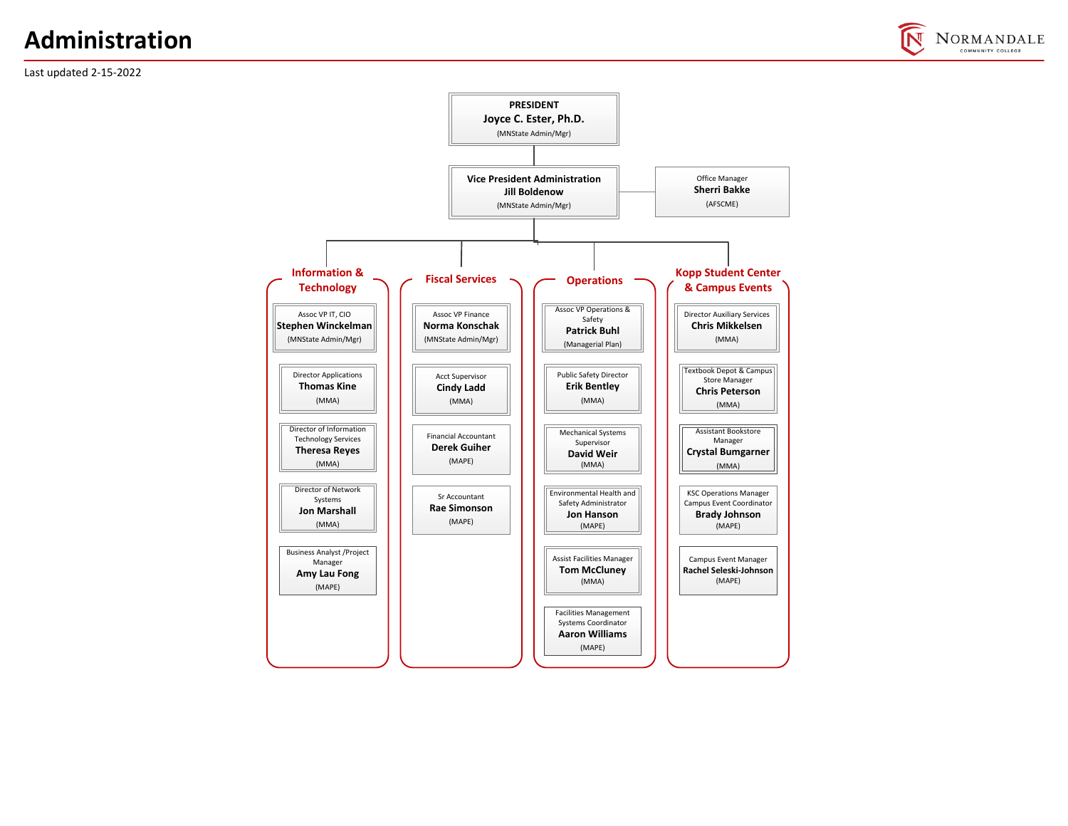# Administration

Last updated 2-15-2022

**PRESIDENT**
**Joyce C. Ester, Ph.D.**
(MNState Admin/Mgr)

**Vice President Administration**
**Jill Boldenow**
(MNState Admin/Mgr)

Office Manager
**Sherri Bakke**
(AFSCME)

## Information & Technology

- Assoc VP IT, CIO — **Stephen Winckelman** (MNState Admin/Mgr)
- Director Applications — **Thomas Kine** (MMA)
- Director of Information Technology Services — **Theresa Reyes** (MMA)
- Director of Network Systems — **Jon Marshall** (MMA)
- Business Analyst /Project Manager — **Amy Lau Fong** (MAPE)

## Fiscal Services

- Assoc VP Finance — **Norma Konschak** (MNState Admin/Mgr)
- Acct Supervisor — **Cindy Ladd** (MMA)
- Financial Accountant — **Derek Guiher** (MAPE)
- Sr Accountant — **Rae Simonson** (MAPE)

## Operations

- Assoc VP Operations & Safety — **Patrick Buhl** (Managerial Plan)
- Public Safety Director — **Erik Bentley** (MMA)
- Mechanical Systems Supervisor — **David Weir** (MMA)
- Environmental Health and Safety Administrator — **Jon Hanson** (MAPE)
- Assist Facilities Manager — **Tom McCluney** (MMA)
- Facilities Management Systems Coordinator — **Aaron Williams** (MAPE)

## Kopp Student Center & Campus Events

- Director Auxiliary Services — **Chris Mikkelsen** (MMA)
- Textbook Depot & Campus Store Manager — **Chris Peterson** (MMA)
- Assistant Bookstore Manager — **Crystal Bumgarner** (MMA)
- KSC Operations Manager Campus Event Coordinator — **Brady Johnson** (MAPE)
- Campus Event Manager — **Rachel Seleski-Johnson** (MAPE)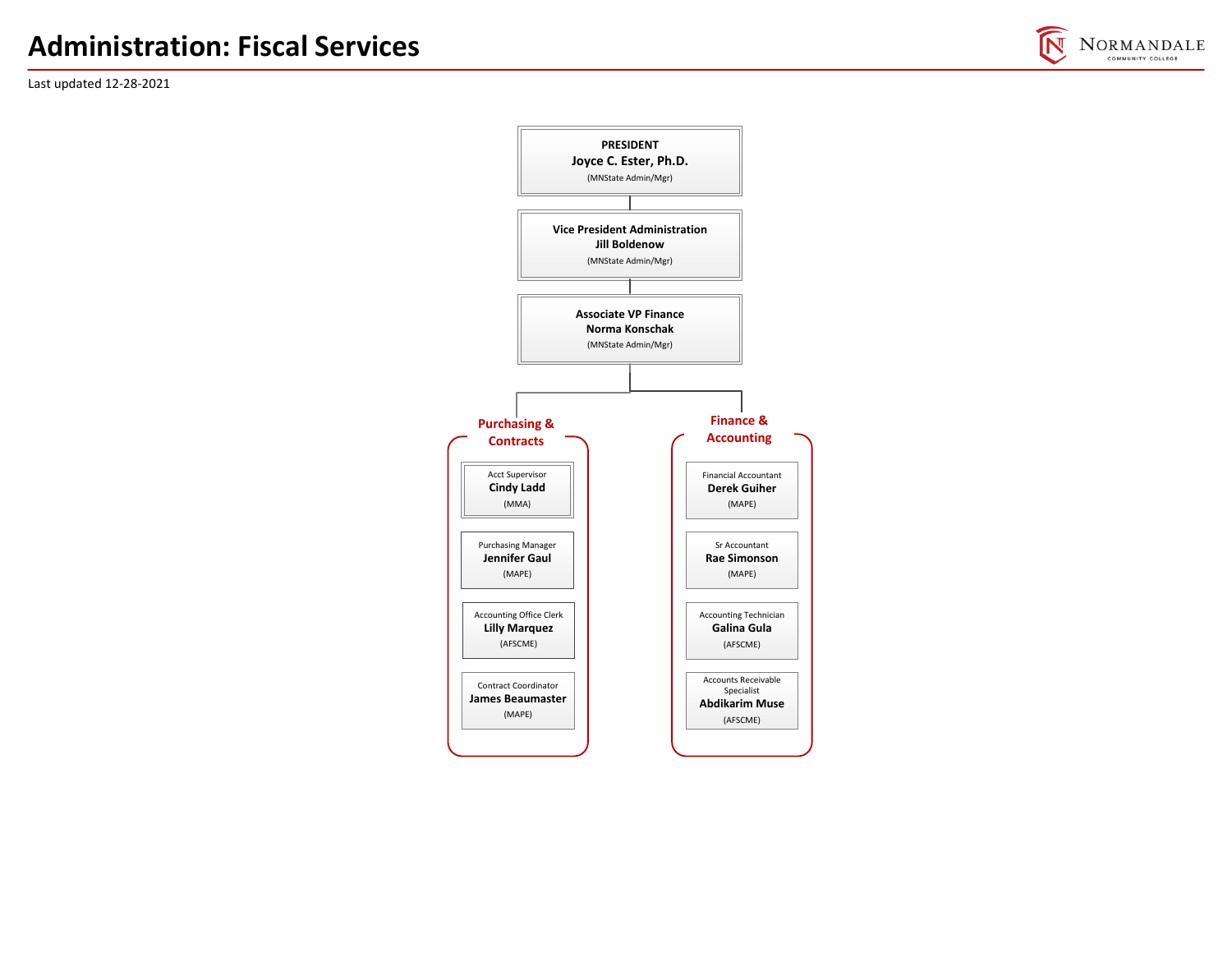# Administration: Fiscal Services

Last updated 12-28-2021

**PRESIDENT**
**Joyce C. Ester, Ph.D.**
(MNState Admin/Mgr)

**Vice President Administration**
**Jill Boldenow**
(MNState Admin/Mgr)

**Associate VP Finance**
**Norma Konschak**
(MNState Admin/Mgr)

## Purchasing & Contracts

- Acct Supervisor
  **Cindy Ladd**
  (MMA)
- Purchasing Manager
  **Jennifer Gaul**
  (MAPE)
- Accounting Office Clerk
  **Lilly Marquez**
  (AFSCME)
- Contract Coordinator
  **James Beaumaster**
  (MAPE)

## Finance & Accounting

- Financial Accountant
  **Derek Guiher**
  (MAPE)
- Sr Accountant
  **Rae Simonson**
  (MAPE)
- Accounting Technician
  **Galina Gula**
  (AFSCME)
- Accounts Receivable Specialist
  **Abdikarim Muse**
  (AFSCME)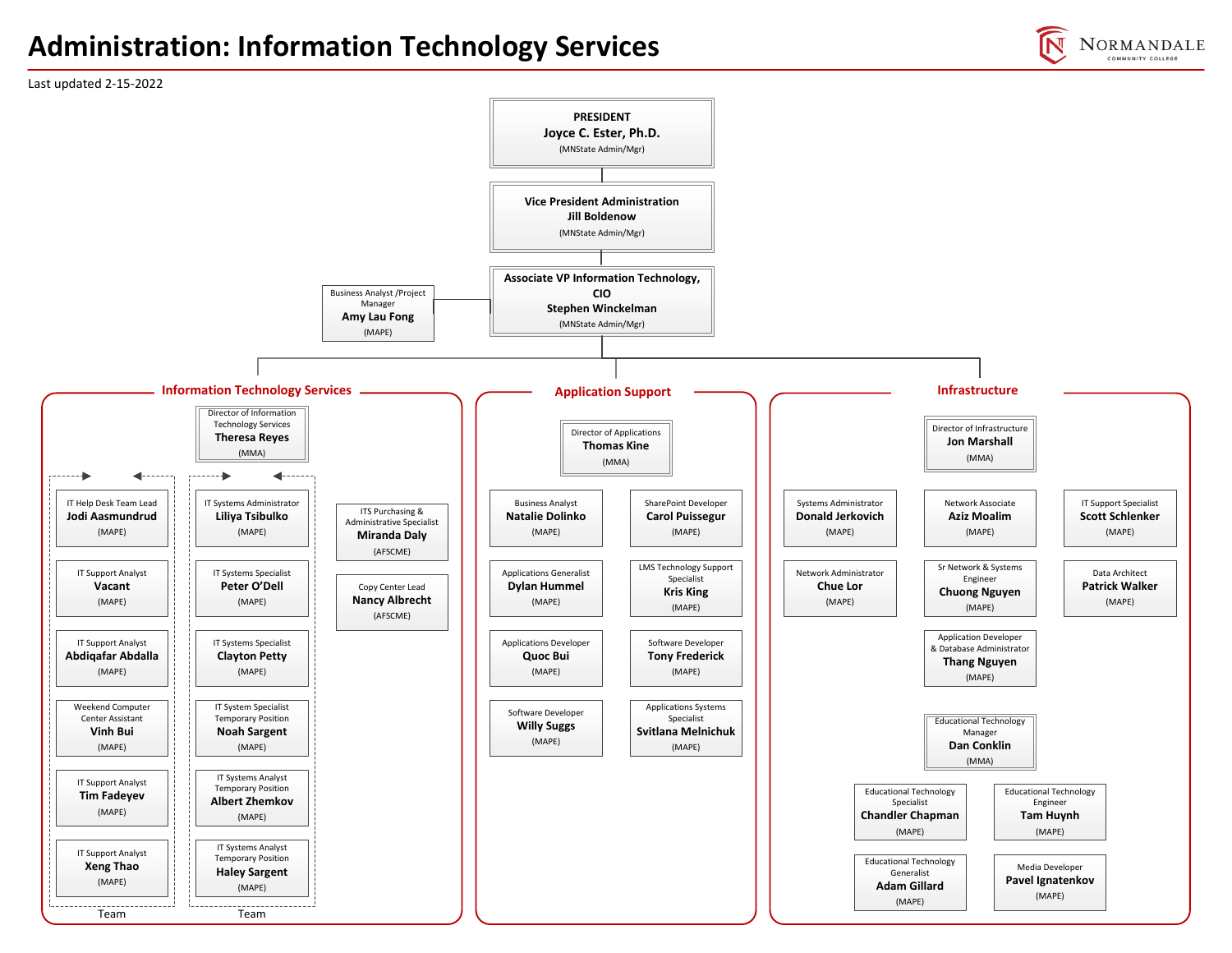# Administration: Information Technology Services

Last updated 2-15-2022

**PRESIDENT**
**Joyce C. Ester, Ph.D.**
(MNState Admin/Mgr)

**Vice President Administration**
**Jill Boldenow**
(MNState Admin/Mgr)

**Associate VP Information Technology, CIO**
**Stephen Winckelman**
(MNState Admin/Mgr)

Business Analyst /Project Manager
**Amy Lau Fong**
(MAPE)

## Information Technology Services

Director of Information Technology Services
**Theresa Reyes**
(MMA)

### Team

- IT Help Desk Team Lead — **Jodi Aasmundrud** (MAPE)
- IT Support Analyst — **Vacant** (MAPE)
- IT Support Analyst — **Abdiqafar Abdalla** (MAPE)
- Weekend Computer Center Assistant — **Vinh Bui** (MAPE)
- IT Support Analyst — **Tim Fadeyev** (MAPE)
- IT Support Analyst — **Xeng Thao** (MAPE)

### Team

- IT Systems Administrator — **Liliya Tsibulko** (MAPE)
- IT Systems Specialist — **Peter O'Dell** (MAPE)
- IT Systems Specialist — **Clayton Petty** (MAPE)
- IT System Specialist Temporary Position — **Noah Sargent** (MAPE)
- IT Systems Analyst Temporary Position — **Albert Zhemkov** (MAPE)
- IT Systems Analyst Temporary Position — **Haley Sargent** (MAPE)

---

- ITS Purchasing & Administrative Specialist — **Miranda Daly** (AFSCME)
- Copy Center Lead — **Nancy Albrecht** (AFSCME)

## Application Support

Director of Applications
**Thomas Kine**
(MMA)

- Business Analyst — **Natalie Dolinko** (MAPE)
- Applications Generalist — **Dylan Hummel** (MAPE)
- Applications Developer — **Quoc Bui** (MAPE)
- Software Developer — **Willy Suggs** (MAPE)
- SharePoint Developer — **Carol Puissegur** (MAPE)
- LMS Technology Support Specialist — **Kris King** (MAPE)
- Software Developer — **Tony Frederick** (MAPE)
- Applications Systems Specialist — **Svitlana Melnichuk** (MAPE)

## Infrastructure

Director of Infrastructure
**Jon Marshall**
(MMA)

- Systems Administrator — **Donald Jerkovich** (MAPE)
- Network Administrator — **Chue Lor** (MAPE)
- Network Associate — **Aziz Moalim** (MAPE)
- Sr Network & Systems Engineer — **Chuong Nguyen** (MAPE)
- Application Developer & Database Administrator — **Thang Nguyen** (MAPE)
- IT Support Specialist — **Scott Schlenker** (MAPE)
- Data Architect — **Patrick Walker** (MAPE)

Educational Technology Manager
**Dan Conklin**
(MMA)

- Educational Technology Specialist — **Chandler Chapman** (MAPE)
- Educational Technology Generalist — **Adam Gillard** (MAPE)
- Educational Technology Engineer — **Tam Huynh** (MAPE)
- Media Developer — **Pavel Ignatenkov** (MAPE)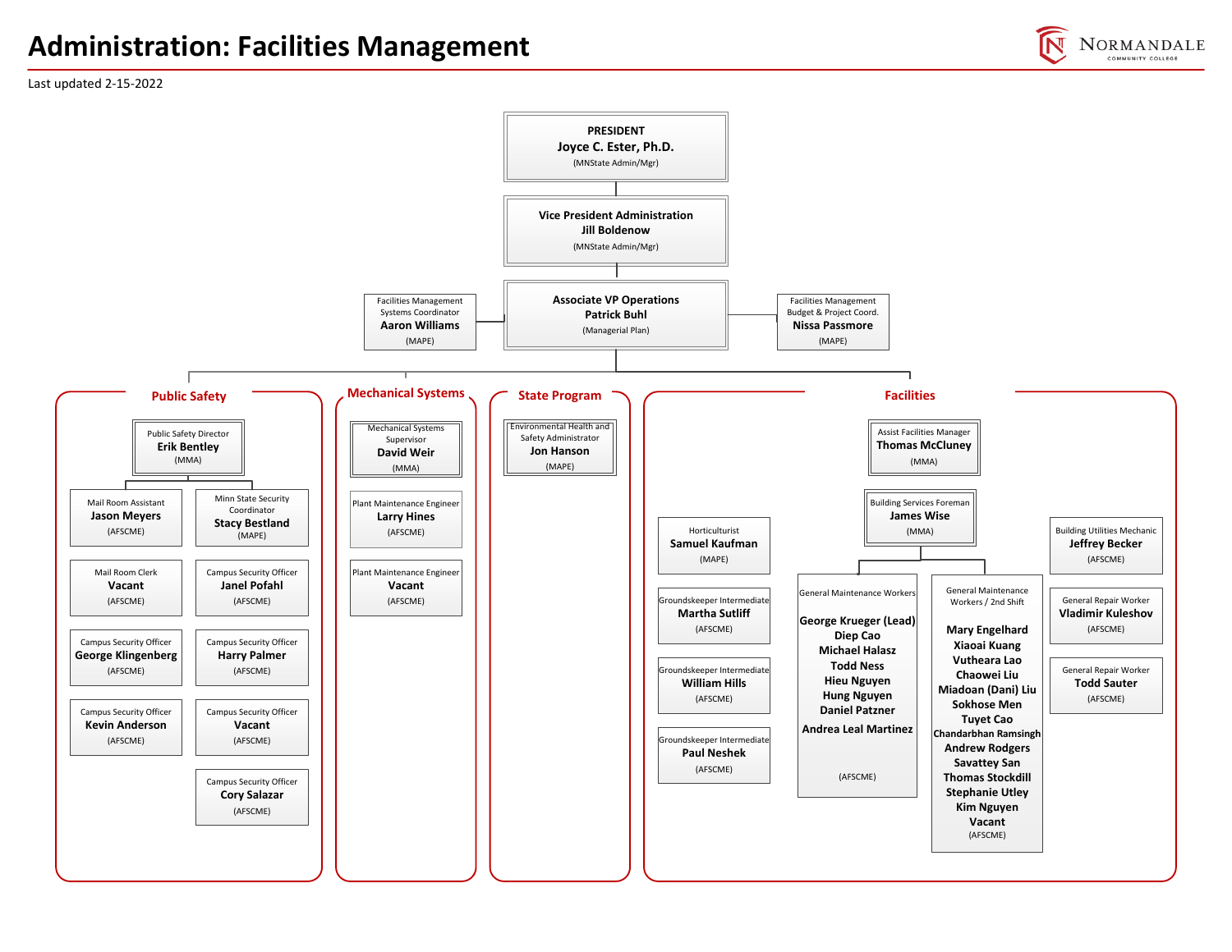# Administration: Facilities Management

Last updated 2-15-2022

**PRESIDENT**
**Joyce C. Ester, Ph.D.**
(MNState Admin/Mgr)

**Vice President Administration**
**Jill Boldenow**
(MNState Admin/Mgr)

**Associate VP Operations**
**Patrick Buhl**
(Managerial Plan)

- Facilities Management Systems Coordinator — **Aaron Williams** (MAPE)
- Facilities Management Budget & Project Coord. — **Nissa Passmore** (MAPE)

## Public Safety

**Public Safety Director** — **Erik Bentley** (MMA)

- Mail Room Assistant — **Jason Meyers** (AFSCME)
- Mail Room Clerk — **Vacant** (AFSCME)
- Campus Security Officer — **George Klingenberg** (AFSCME)
- Campus Security Officer — **Kevin Anderson** (AFSCME)
- Minn State Security Coordinator — **Stacy Bestland** (MAPE)
- Campus Security Officer — **Janel Pofahl** (AFSCME)
- Campus Security Officer — **Harry Palmer** (AFSCME)
- Campus Security Officer — **Vacant** (AFSCME)
- Campus Security Officer — **Cory Salazar** (AFSCME)

## Mechanical Systems

**Mechanical Systems Supervisor** — **David Weir** (MMA)

- Plant Maintenance Engineer — **Larry Hines** (AFSCME)
- Plant Maintenance Engineer — **Vacant** (AFSCME)

## State Program

**Environmental Health and Safety Administrator** — **Jon Hanson** (MAPE)

## Facilities

**Assist Facilities Manager** — **Thomas McCluney** (MMA)

**Building Services Foreman** — **James Wise** (MMA)

- General Maintenance Workers (AFSCME):
  - George Krueger (Lead)
  - Diep Cao
  - Michael Halasz
  - Todd Ness
  - Hieu Nguyen
  - Hung Nguyen
  - Daniel Patzner
  - Andrea Leal Martinez
- General Maintenance Workers / 2nd Shift (AFSCME):
  - Mary Engelhard
  - Xiaoai Kuang
  - Vutheara Lao
  - Chaowei Liu
  - Miadoan (Dani) Liu
  - Sokhose Men
  - Tuyet Cao
  - Chandarbhan Ramsingh
  - Andrew Rodgers
  - Savattey San
  - Thomas Stockdill
  - Stephanie Utley
  - Kim Nguyen
  - Vacant

- Horticulturist — **Samuel Kaufman** (MAPE)
- Groundskeeper Intermediate — **Martha Sutliff** (AFSCME)
- Groundskeeper Intermediate — **William Hills** (AFSCME)
- Groundskeeper Intermediate — **Paul Neshek** (AFSCME)
- Building Utilities Mechanic — **Jeffrey Becker** (AFSCME)
- General Repair Worker — **Vladimir Kuleshov** (AFSCME)
- General Repair Worker — **Todd Sauter** (AFSCME)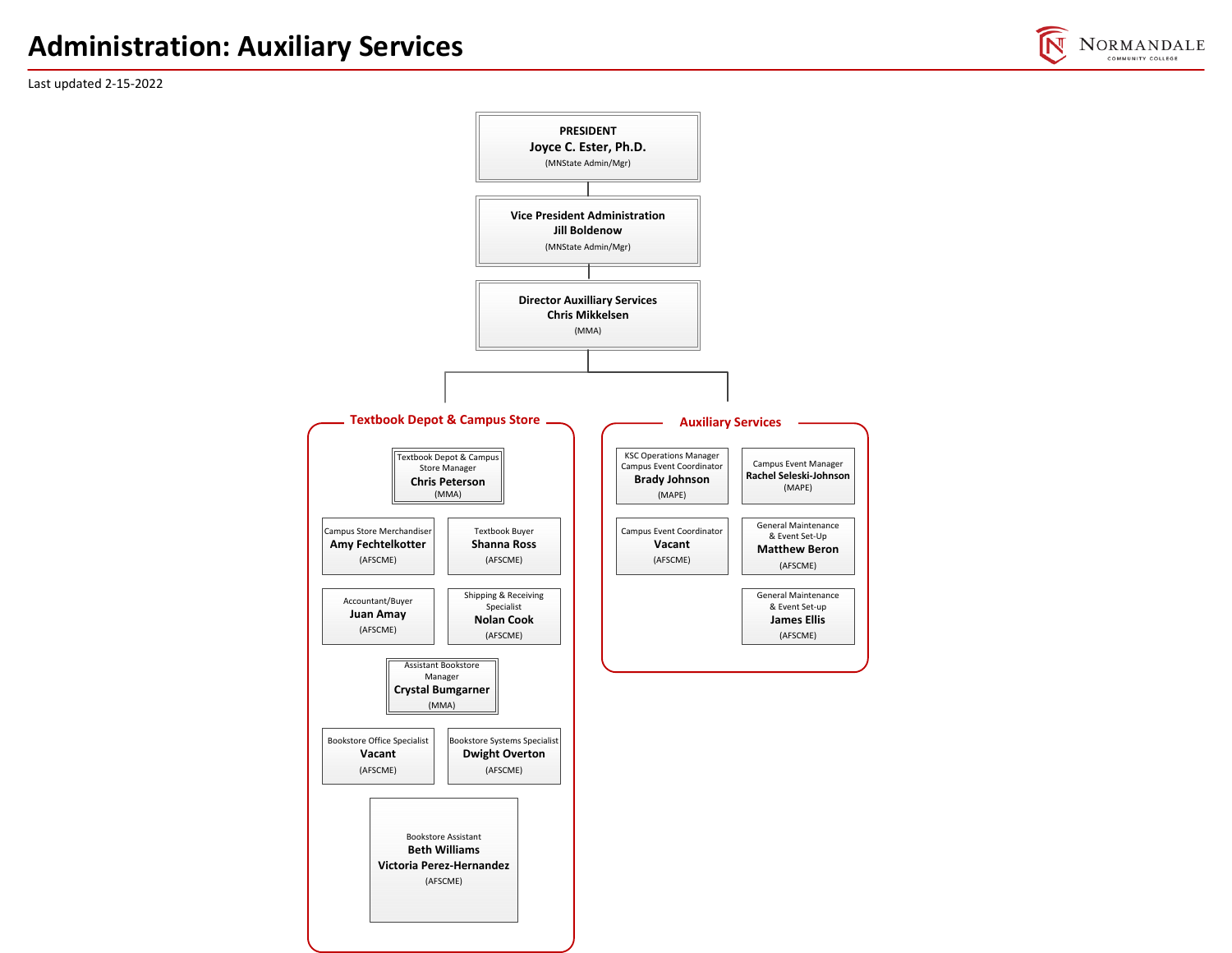# Administration: Auxiliary Services

Last updated 2-15-2022

**PRESIDENT**
**Joyce C. Ester, Ph.D.**
(MNState Admin/Mgr)

**Vice President Administration**
**Jill Boldenow**
(MNState Admin/Mgr)

**Director Auxilliary Services**
**Chris Mikkelsen**
(MMA)

## Textbook Depot & Campus Store

- Textbook Depot & Campus Store Manager — **Chris Peterson** (MMA)
- Campus Store Merchandiser — **Amy Fechtelkotter** (AFSCME)
- Textbook Buyer — **Shanna Ross** (AFSCME)
- Accountant/Buyer — **Juan Amay** (AFSCME)
- Shipping & Receiving Specialist — **Nolan Cook** (AFSCME)
- Assistant Bookstore Manager — **Crystal Bumgarner** (MMA)
- Bookstore Office Specialist — **Vacant** (AFSCME)
- Bookstore Systems Specialist — **Dwight Overton** (AFSCME)
- Bookstore Assistant — **Beth Williams**, **Victoria Perez-Hernandez** (AFSCME)

## Auxiliary Services

- KSC Operations Manager Campus Event Coordinator — **Brady Johnson** (MAPE)
- Campus Event Manager — **Rachel Seleski-Johnson** (MAPE)
- Campus Event Coordinator — **Vacant** (AFSCME)
- General Maintenance & Event Set-Up — **Matthew Beron** (AFSCME)
- General Maintenance & Event Set-up — **James Ellis** (AFSCME)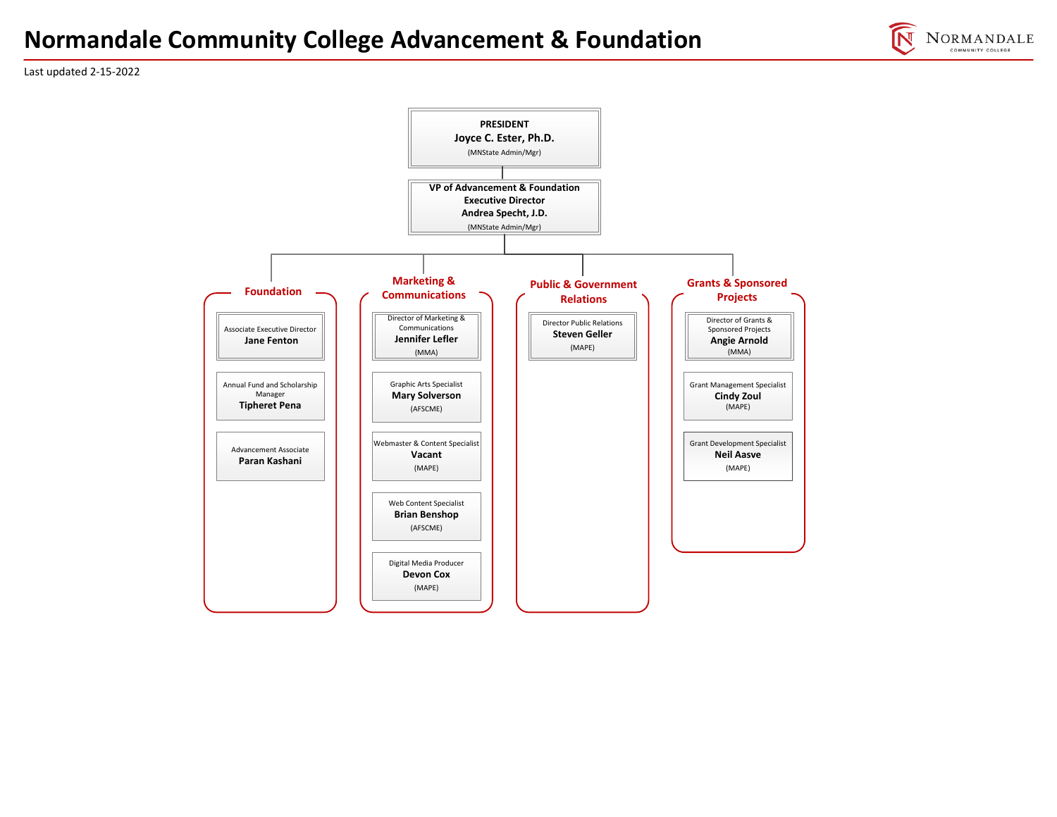# Normandale Community College Advancement & Foundation

Last updated 2-15-2022

**PRESIDENT**
**Joyce C. Ester, Ph.D.**
(MNState Admin/Mgr)

**VP of Advancement & Foundation**
**Executive Director**
**Andrea Specht, J.D.**
(MNState Admin/Mgr)

## Foundation

- Associate Executive Director
  **Jane Fenton**
- Annual Fund and Scholarship Manager
  **Tipheret Pena**
- Advancement Associate
  **Paran Kashani**

## Marketing & Communications

- Director of Marketing & Communications
  **Jennifer Lefler**
  (MMA)
- Graphic Arts Specialist
  **Mary Solverson**
  (AFSCME)
- Webmaster & Content Specialist
  **Vacant**
  (MAPE)
- Web Content Specialist
  **Brian Benshop**
  (AFSCME)
- Digital Media Producer
  **Devon Cox**
  (MAPE)

## Public & Government Relations

- Director Public Relations
  **Steven Geller**
  (MAPE)

## Grants & Sponsored Projects

- Director of Grants & Sponsored Projects
  **Angie Arnold**
  (MMA)
- Grant Management Specialist
  **Cindy Zoul**
  (MAPE)
- Grant Development Specialist
  **Neil Aasve**
  (MAPE)